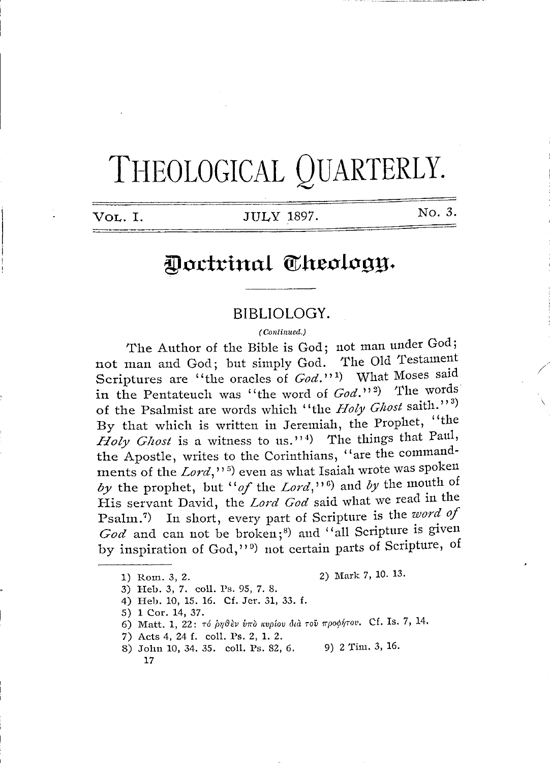# THEOLOGICAL QUARTERLY.

Vol. I. JULY 1897. No. 3.

## Doctrinal Theology.

### BIBLIOLOGY.

*(Continued.)*

The Author of the Bible is God; not man under God; not man and God; but simply God. The Old Testament Scriptures are "the oracles of *God*."[1] What Moses said in the Pentateuch was "the word of *God*."[2] The words of the Psalmist are words which "the *Holy Ghost* saith."[3] By that which is written in Jeremiah, the Prophet, "the *Holy Ghost* is a witness to us."[4] The things that Paul, the Apostle, writes to the Corinthians, "are the commandments of the *Lord*,"[5] even as what Isaiah wrote was spoken *by* the prophet, but "*of* the *Lord*,"[6] and *by* the mouth of His servant David, the *Lord God* said what we read in the Psalm.[7] In short, every part of Scripture is the *word of God* and can not be broken;[8] and "all Scripture is given by inspiration of God,"[9] not certain parts of Scripture, of

---

1) Rom. 3, 2.
2) Mark 7, 10. 13.
3) Heb. 3, 7. coll. Ps. 95, 7. 8.
4) Heb. 10, 15. 16. Cf. Jer. 31, 33. f.
5) 1 Cor. 14, 37.
6) Matt. 1, 22: τό ῥηθὲν ὑπὸ κυρίου διὰ τοῦ προφήτου. Cf. Is. 7, 14.
7) Acts 4, 24 f. coll. Ps. 2, 1. 2.
8) John 10, 34. 35. coll. Ps. 82, 6.
9) 2 Tim. 3, 16.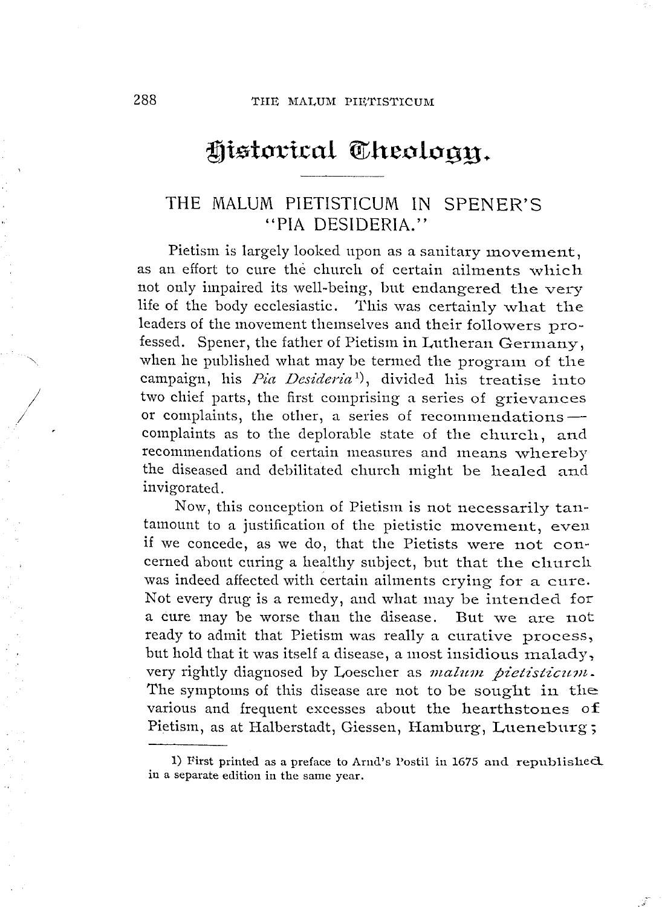# Historical Theology.

## THE MALUM PIETISTICUM IN SPENER'S "PIA DESIDERIA."

Pietism is largely looked upon as a sanitary movement, as an effort to cure the church of certain ailments which not only impaired its well-being, but endangered the very life of the body ecclesiastic. This was certainly what the leaders of the movement themselves and their followers professed. Spener, the father of Pietism in Lutheran Germany, when he published what may be termed the program of the campaign, his *Pia Desideria*[1]), divided his treatise into two chief parts, the first comprising a series of grievances or complaints, the other, a series of recommendations— complaints as to the deplorable state of the church, and recommendations of certain measures and means whereby the diseased and debilitated church might be healed and invigorated.

Now, this conception of Pietism is not necessarily tantamount to a justification of the pietistic movement, even if we concede, as we do, that the Pietists were not concerned about curing a healthy subject, but that the church was indeed affected with certain ailments crying for a cure. Not every drug is a remedy, and what may be intended for a cure may be worse than the disease. But we are not ready to admit that Pietism was really a curative process, but hold that it was itself a disease, a most insidious malady, very rightly diagnosed by Loescher as *malum pietisticum*. The symptoms of this disease are not to be sought in the various and frequent excesses about the hearthstones of Pietism, as at Halberstadt, Giessen, Hamburg, Lueneburg;

1) First printed as a preface to Arnd's Postil in 1675 and republished in a separate edition in the same year.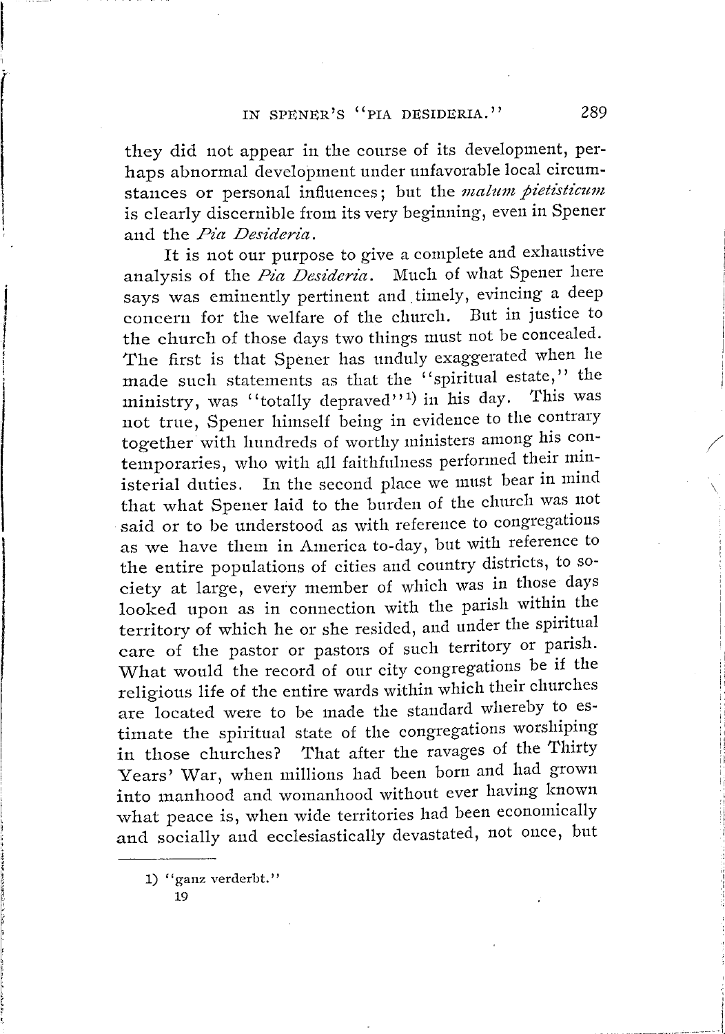they did not appear in the course of its development, perhaps abnormal development under unfavorable local circumstances or personal influences; but the *malum pietisticum* is clearly discernible from its very beginning, even in Spener and the *Pia Desideria*.

It is not our purpose to give a complete and exhaustive analysis of the *Pia Desideria*. Much of what Spener here says was eminently pertinent and timely, evincing a deep concern for the welfare of the church. But in justice to the church of those days two things must not be concealed. The first is that Spener has unduly exaggerated when he made such statements as that the "spiritual estate," the ministry, was "totally depraved"[1] in his day. This was not true, Spener himself being in evidence to the contrary together with hundreds of worthy ministers among his contemporaries, who with all faithfulness performed their ministerial duties. In the second place we must bear in mind that what Spener laid to the burden of the church was not said or to be understood as with reference to congregations as we have them in America to-day, but with reference to the entire populations of cities and country districts, to society at large, every member of which was in those days looked upon as in connection with the parish within the territory of which he or she resided, and under the spiritual care of the pastor or pastors of such territory or parish. What would the record of our city congregations be if the religious life of the entire wards within which their churches are located were to be made the standard whereby to estimate the spiritual state of the congregations worshiping in those churches? That after the ravages of the Thirty Years' War, when millions had been born and had grown into manhood and womanhood without ever having known what peace is, when wide territories had been economically and socially and ecclesiastically devastated, not once, but

---

1) "ganz verderbt."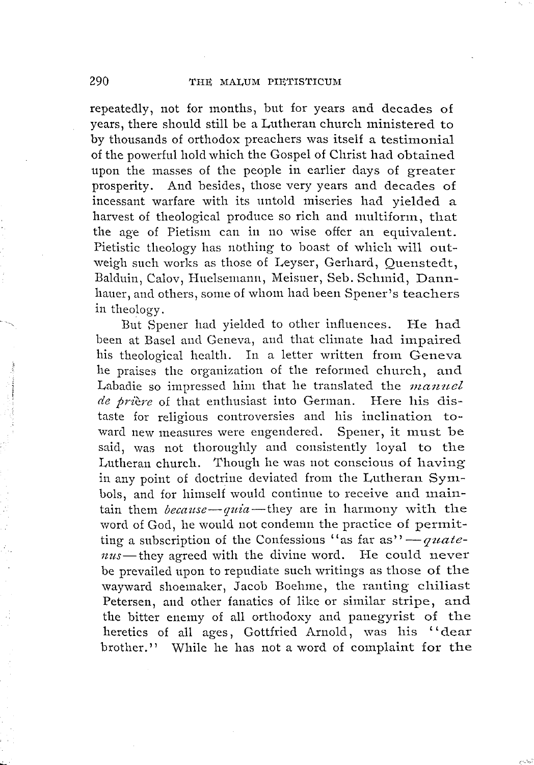repeatedly, not for months, but for years and decades of years, there should still be a Lutheran church ministered to by thousands of orthodox preachers was itself a testimonial of the powerful hold which the Gospel of Christ had obtained upon the masses of the people in earlier days of greater prosperity. And besides, those very years and decades of incessant warfare with its untold miseries had yielded a harvest of theological produce so rich and multiform, that the age of Pietism can in no wise offer an equivalent. Pietistic theology has nothing to boast of which will outweigh such works as those of Leyser, Gerhard, Quenstedt, Balduin, Calov, Huelsemann, Meisner, Seb. Schmid, Dannhauer, and others, some of whom had been Spener's teachers in theology.

But Spener had yielded to other influences. He had been at Basel and Geneva, and that climate had impaired his theological health. In a letter written from Geneva he praises the organization of the reformed church, and Labadie so impressed him that he translated the *manuel de prière* of that enthusiast into German. Here his distaste for religious controversies and his inclination toward new measures were engendered. Spener, it must be said, was not thoroughly and consistently loyal to the Lutheran church. Though he was not conscious of having in any point of doctrine deviated from the Lutheran Symbols, and for himself would continue to receive and maintain them *because—quia*—they are in harmony with the word of God, he would not condemn the practice of permitting a subscription of the Confessions "as far as"—*quatenus*—they agreed with the divine word. He could never be prevailed upon to repudiate such writings as those of the wayward shoemaker, Jacob Boehme, the ranting chiliast Petersen, and other fanatics of like or similar stripe, and the bitter enemy of all orthodoxy and panegyrist of the heretics of all ages, Gottfried Arnold, was his "dear brother." While he has not a word of complaint for the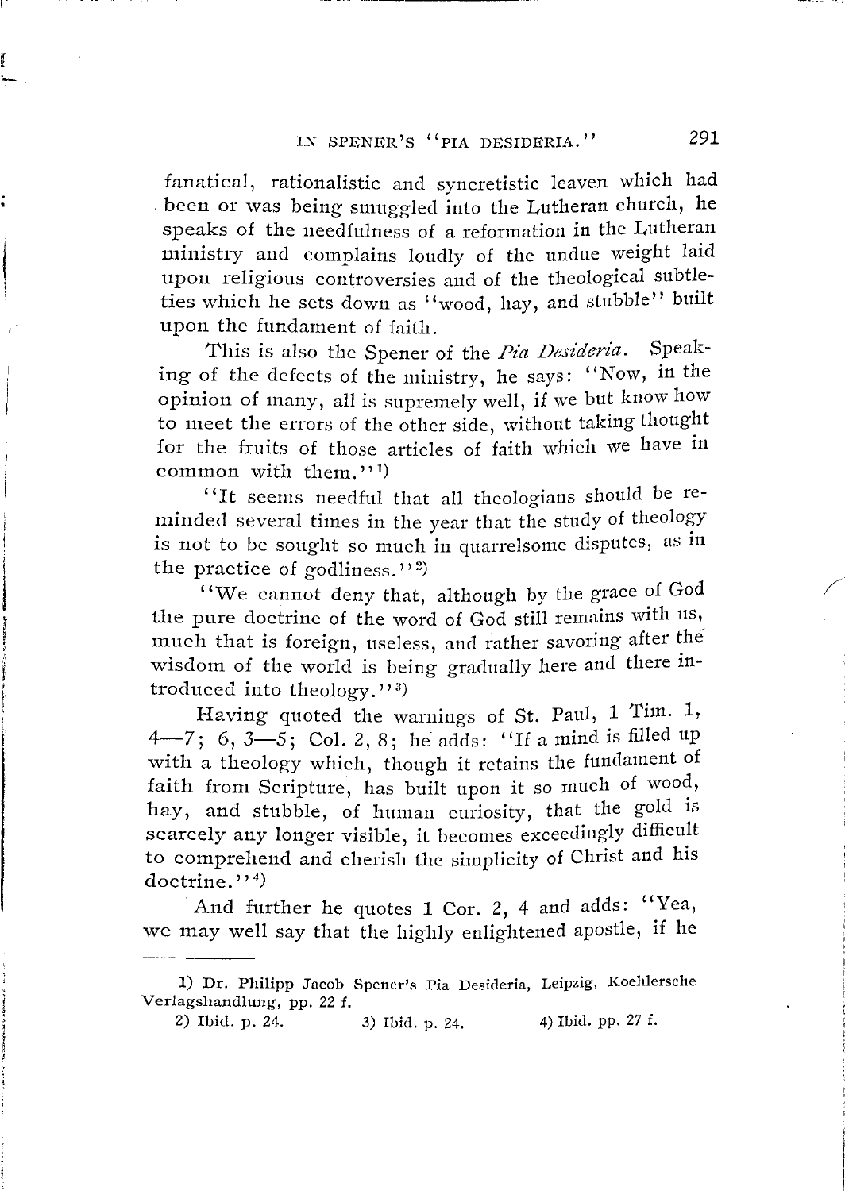fanatical, rationalistic and syncretistic leaven which had been or was being smuggled into the Lutheran church, he speaks of the needfulness of a reformation in the Lutheran ministry and complains loudly of the undue weight laid upon religious controversies and of the theological subtleties which he sets down as "wood, hay, and stubble" built upon the fundament of faith.

This is also the Spener of the *Pia Desideria*. Speaking of the defects of the ministry, he says: "Now, in the opinion of many, all is supremely well, if we but know how to meet the errors of the other side, without taking thought for the fruits of those articles of faith which we have in common with them."[1]

"It seems needful that all theologians should be reminded several times in the year that the study of theology is not to be sought so much in quarrelsome disputes, as in the practice of godliness."[2]

"We cannot deny that, although by the grace of God the pure doctrine of the word of God still remains with us, much that is foreign, useless, and rather savoring after the wisdom of the world is being gradually here and there introduced into theology."[3]

Having quoted the warnings of St. Paul, 1 Tim. 1, 4—7; 6, 3—5; Col. 2, 8; he adds: "If a mind is filled up with a theology which, though it retains the fundament of faith from Scripture, has built upon it so much of wood, hay, and stubble, of human curiosity, that the gold is scarcely any longer visible, it becomes exceedingly difficult to comprehend and cherish the simplicity of Christ and his doctrine."[4]

And further he quotes 1 Cor. 2, 4 and adds: "Yea, we may well say that the highly enlightened apostle, if he

---

1) Dr. Philipp Jacob Spener's Pia Desideria, Leipzig, Koehlersche Verlagshandlung, pp. 22 f.

2) Ibid. p. 24. 3) Ibid. p. 24. 4) Ibid. pp. 27 f.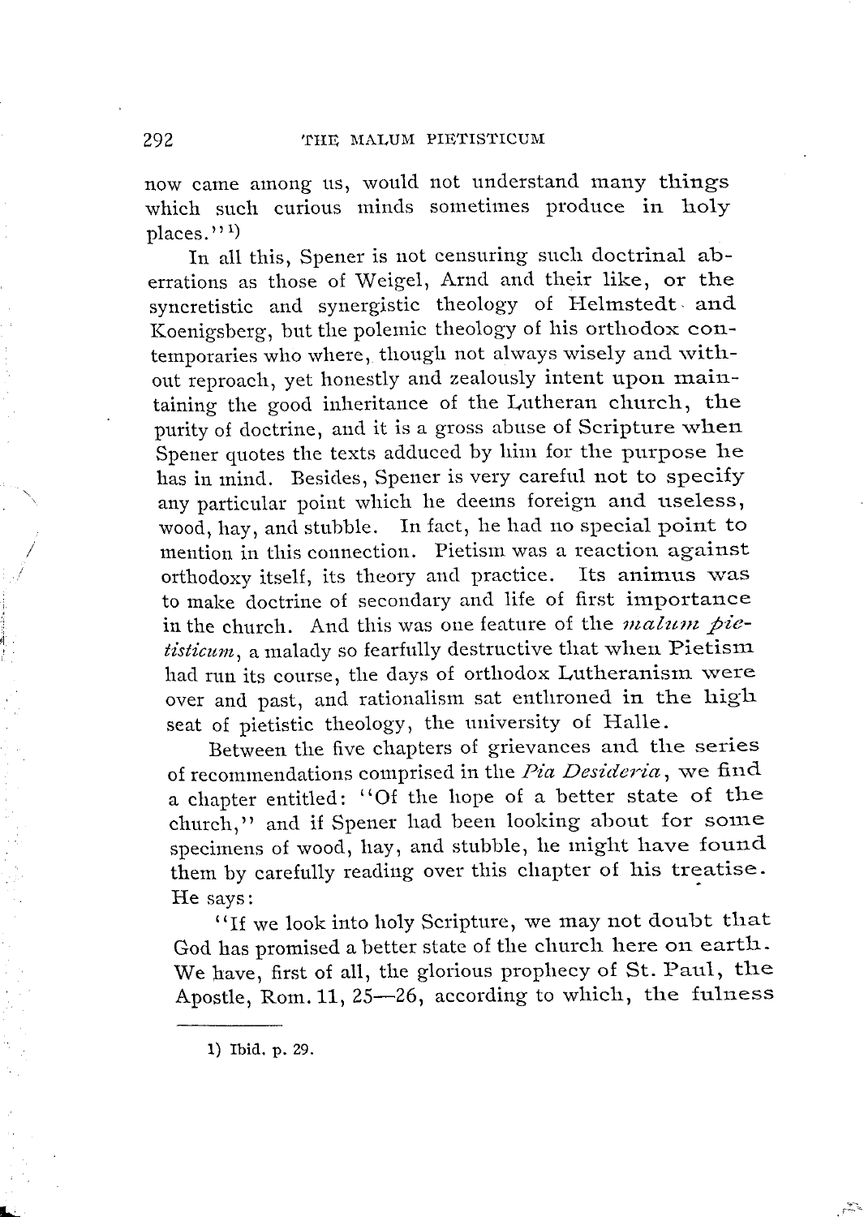now came among us, would not understand many things which such curious minds sometimes produce in holy places.''[1])

In all this, Spener is not censuring such doctrinal aberrations as those of Weigel, Arnd and their like, or the syncretistic and synergistic theology of Helmstedt and Koenigsberg, but the polemic theology of his orthodox contemporaries who where, though not always wisely and without reproach, yet honestly and zealously intent upon maintaining the good inheritance of the Lutheran church, the purity of doctrine, and it is a gross abuse of Scripture when Spener quotes the texts adduced by him for the purpose he has in mind. Besides, Spener is very careful not to specify any particular point which he deems foreign and useless, wood, hay, and stubble. In fact, he had no special point to mention in this connection. Pietism was a reaction against orthodoxy itself, its theory and practice. Its animus was to make doctrine of secondary and life of first importance in the church. And this was one feature of the *malum pietisticum*, a malady so fearfully destructive that when Pietism had run its course, the days of orthodox Lutheranism were over and past, and rationalism sat enthroned in the high seat of pietistic theology, the university of Halle.

Between the five chapters of grievances and the series of recommendations comprised in the *Pia Desideria*, we find a chapter entitled: "Of the hope of a better state of the church," and if Spener had been looking about for some specimens of wood, hay, and stubble, he might have found them by carefully reading over this chapter of his treatise. He says:

"If we look into holy Scripture, we may not doubt that God has promised a better state of the church here on earth. We have, first of all, the glorious prophecy of St. Paul, the Apostle, Rom. 11, 25—26, according to which, the fulness

---

1) Ibid. p. 29.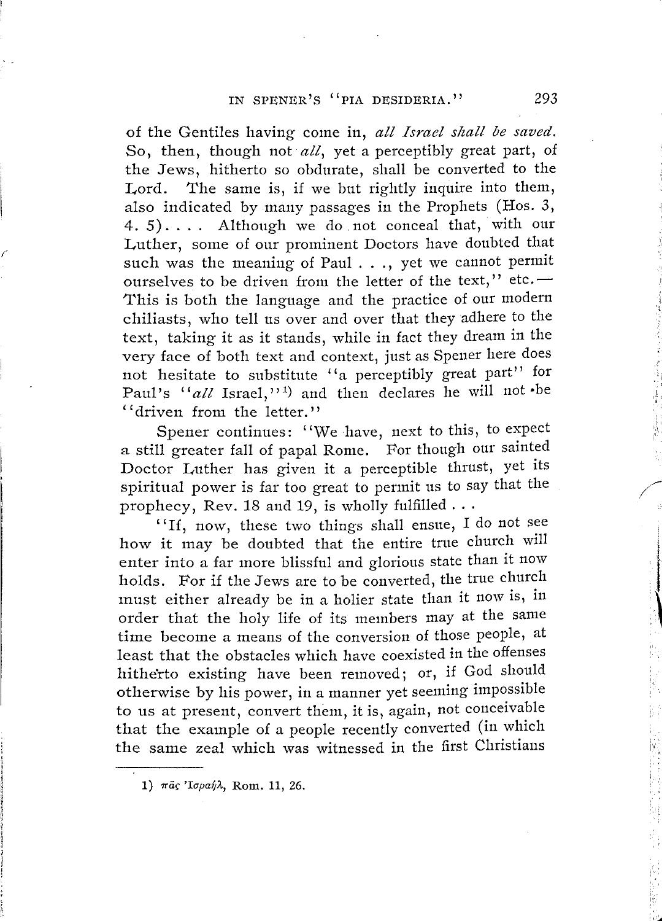of the Gentiles having come in, *all Israel shall be saved.* So, then, though not *all*, yet a perceptibly great part, of the Jews, hitherto so obdurate, shall be converted to the Lord. The same is, if we but rightly inquire into them, also indicated by many passages in the Prophets (Hos. 3, 4. 5). . . . Although we do not conceal that, with our Luther, some of our prominent Doctors have doubted that such was the meaning of Paul . . ., yet we cannot permit ourselves to be driven from the letter of the text," etc.—This is both the language and the practice of our modern chiliasts, who tell us over and over that they adhere to the text, taking it as it stands, while in fact they dream in the very face of both text and context, just as Spener here does not hesitate to substitute "a perceptibly great part" for Paul's "*all* Israel,"[1] and then declares he will not be "driven from the letter."

Spener continues: "We have, next to this, to expect a still greater fall of papal Rome. For though our sainted Doctor Luther has given it a perceptible thrust, yet its spiritual power is far too great to permit us to say that the prophecy, Rev. 18 and 19, is wholly fulfilled . . .

"If, now, these two things shall ensue, I do not see how it may be doubted that the entire true church will enter into a far more blissful and glorious state than it now holds. For if the Jews are to be converted, the true church must either already be in a holier state than it now is, in order that the holy life of its members may at the same time become a means of the conversion of those people, at least that the obstacles which have coexisted in the offenses hitherto existing have been removed; or, if God should otherwise by his power, in a manner yet seeming impossible to us at present, convert them, it is, again, not conceivable that the example of a people recently converted (in which the same zeal which was witnessed in the first Christians

1) πᾶς Ἰσραήλ, Rom. 11, 26.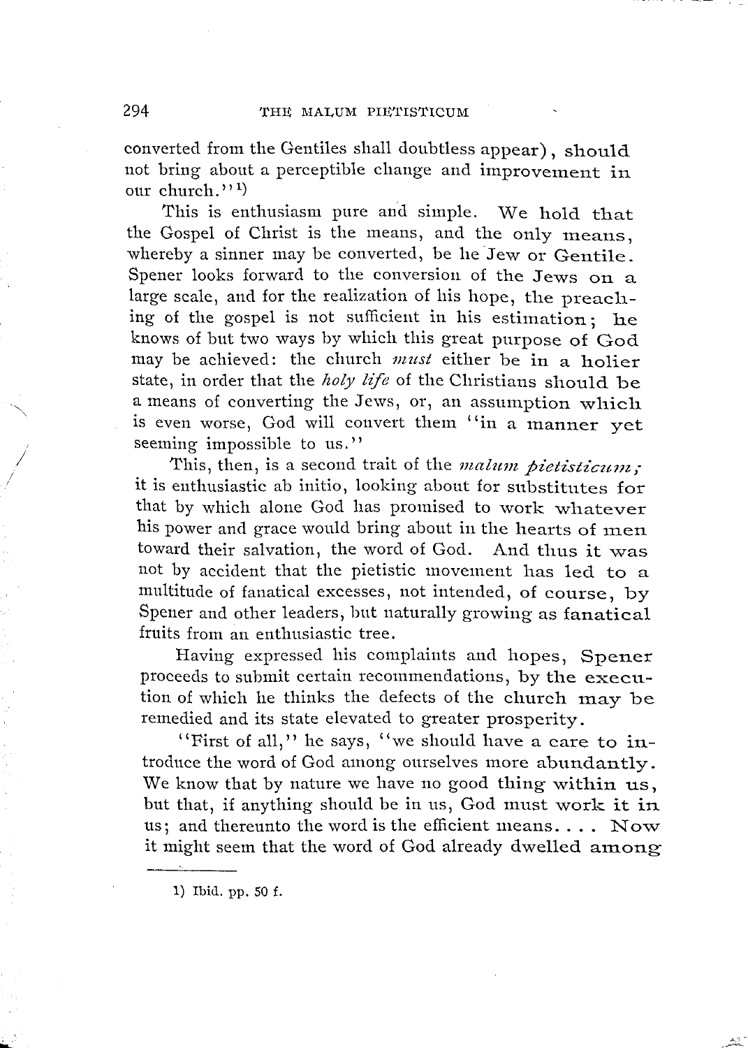converted from the Gentiles shall doubtless appear), should not bring about a perceptible change and improvement in our church."[1]

This is enthusiasm pure and simple. We hold that the Gospel of Christ is the means, and the only means, whereby a sinner may be converted, be he Jew or Gentile. Spener looks forward to the conversion of the Jews on a large scale, and for the realization of his hope, the preaching of the gospel is not sufficient in his estimation; he knows of but two ways by which this great purpose of God may be achieved: the church *must* either be in a holier state, in order that the *holy life* of the Christians should be a means of converting the Jews, or, an assumption which is even worse, God will convert them "in a manner yet seeming impossible to us."

This, then, is a second trait of the *malum pietisticum;* it is enthusiastic ab initio, looking about for substitutes for that by which alone God has promised to work whatever his power and grace would bring about in the hearts of men toward their salvation, the word of God. And thus it was not by accident that the pietistic movement has led to a multitude of fanatical excesses, not intended, of course, by Spener and other leaders, but naturally growing as fanatical fruits from an enthusiastic tree.

Having expressed his complaints and hopes, Spener proceeds to submit certain recommendations, by the execution of which he thinks the defects of the church may be remedied and its state elevated to greater prosperity.

"First of all," he says, "we should have a care to introduce the word of God among ourselves more abundantly. We know that by nature we have no good thing within us, but that, if anything should be in us, God must work it in us; and thereunto the word is the efficient means.... Now it might seem that the word of God already dwelled among

1) Ibid. pp. 50 f.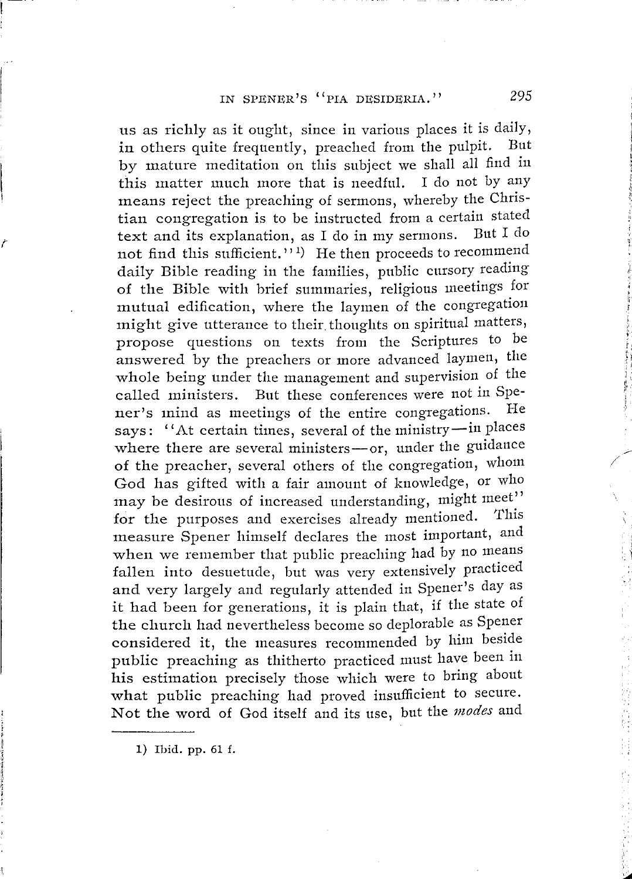us as richly as it ought, since in various places it is daily, in others quite frequently, preached from the pulpit. But by mature meditation on this subject we shall all find in this matter much more that is needful. I do not by any means reject the preaching of sermons, whereby the Christian congregation is to be instructed from a certain stated text and its explanation, as I do in my sermons. But I do not find this sufficient."[1] He then proceeds to recommend daily Bible reading in the families, public cursory reading of the Bible with brief summaries, religious meetings for mutual edification, where the laymen of the congregation might give utterance to their thoughts on spiritual matters, propose questions on texts from the Scriptures to be answered by the preachers or more advanced laymen, the whole being under the management and supervision of the called ministers. But these conferences were not in Spener's mind as meetings of the entire congregations. He says: "At certain times, several of the ministry—in places where there are several ministers—or, under the guidance of the preacher, several others of the congregation, whom God has gifted with a fair amount of knowledge, or who may be desirous of increased understanding, might meet" for the purposes and exercises already mentioned. This measure Spener himself declares the most important, and when we remember that public preaching had by no means fallen into desuetude, but was very extensively practiced and very largely and regularly attended in Spener's day as it had been for generations, it is plain that, if the state of the church had nevertheless become so deplorable as Spener considered it, the measures recommended by him beside public preaching as thitherto practiced must have been in his estimation precisely those which were to bring about what public preaching had proved insufficient to secure. Not the word of God itself and its use, but the *modes* and

---

1) Ibid. pp. 61 f.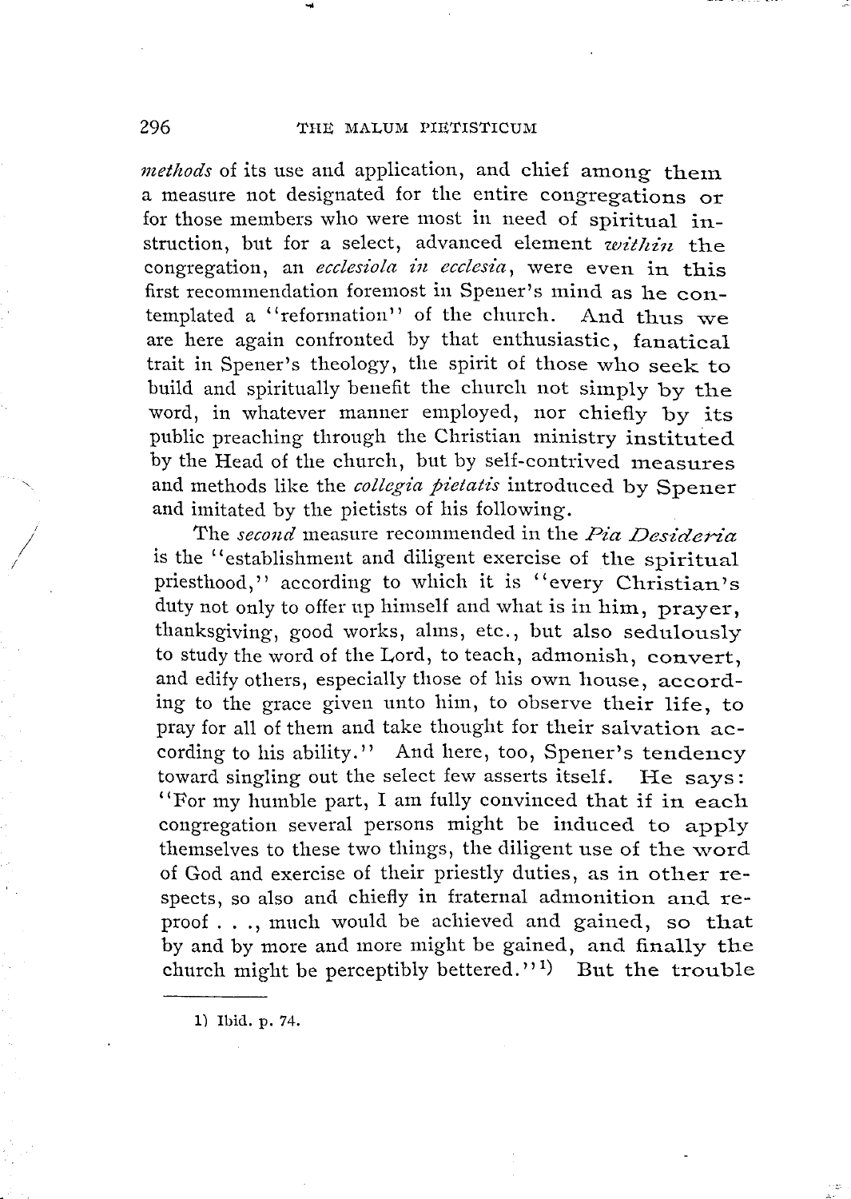*methods* of its use and application, and chief among them a measure not designated for the entire congregations or for those members who were most in need of spiritual instruction, but for a select, advanced element *within* the congregation, an *ecclesiola in ecclesia*, were even in this first recommendation foremost in Spener's mind as he contemplated a "reformation" of the church. And thus we are here again confronted by that enthusiastic, fanatical trait in Spener's theology, the spirit of those who seek to build and spiritually benefit the church not simply by the word, in whatever manner employed, nor chiefly by its public preaching through the Christian ministry instituted by the Head of the church, but by self-contrived measures and methods like the *collegia pietatis* introduced by Spener and imitated by the pietists of his following.

The *second* measure recommended in the *Pia Desideria* is the "establishment and diligent exercise of the spiritual priesthood," according to which it is "every Christian's duty not only to offer up himself and what is in him, prayer, thanksgiving, good works, alms, etc., but also sedulously to study the word of the Lord, to teach, admonish, convert, and edify others, especially those of his own house, according to the grace given unto him, to observe their life, to pray for all of them and take thought for their salvation according to his ability." And here, too, Spener's tendency toward singling out the select few asserts itself. He says: "For my humble part, I am fully convinced that if in each congregation several persons might be induced to apply themselves to these two things, the diligent use of the word of God and exercise of their priestly duties, as in other respects, so also and chiefly in fraternal admonition and reproof . . ., much would be achieved and gained, so that by and by more and more might be gained, and finally the church might be perceptibly bettered."[1] But the trouble

1) Ibid. p. 74.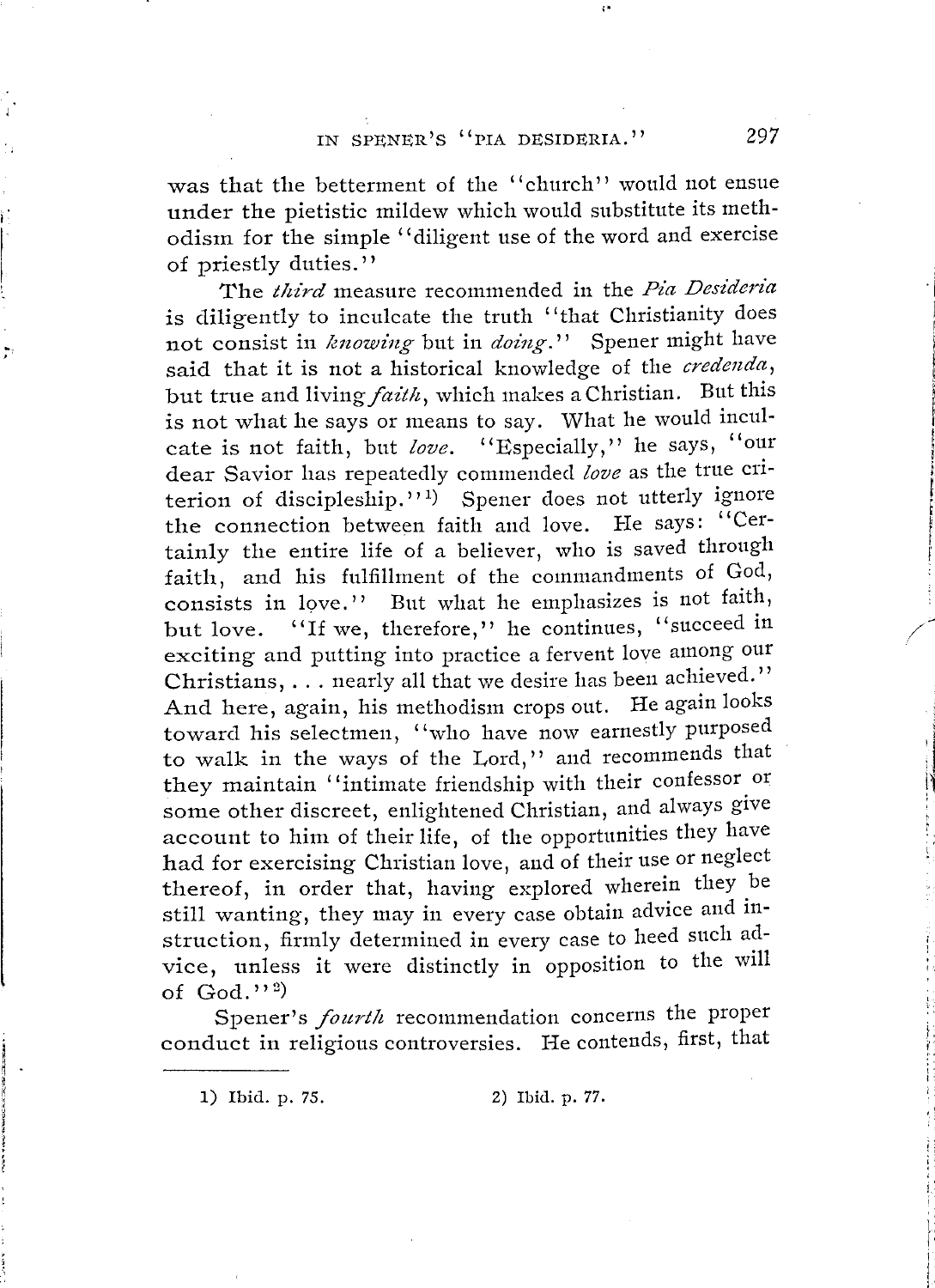was that the betterment of the "church" would not ensue under the pietistic mildew which would substitute its methodism for the simple "diligent use of the word and exercise of priestly duties."

The *third* measure recommended in the *Pia Desideria* is diligently to inculcate the truth "that Christianity does not consist in *knowing* but in *doing*." Spener might have said that it is not a historical knowledge of the *credenda*, but true and living *faith*, which makes a Christian. But this is not what he says or means to say. What he would inculcate is not faith, but *love*. "Especially," he says, "our dear Savior has repeatedly commended *love* as the true criterion of discipleship."[1] Spener does not utterly ignore the connection between faith and love. He says: "Certainly the entire life of a believer, who is saved through faith, and his fulfillment of the commandments of God, consists in love." But what he emphasizes is not faith, but love. "If we, therefore," he continues, "succeed in exciting and putting into practice a fervent love among our Christians, . . . nearly all that we desire has been achieved." And here, again, his methodism crops out. He again looks toward his selectmen, "who have now earnestly purposed to walk in the ways of the Lord," and recommends that they maintain "intimate friendship with their confessor or some other discreet, enlightened Christian, and always give account to him of their life, of the opportunities they have had for exercising Christian love, and of their use or neglect thereof, in order that, having explored wherein they be still wanting, they may in every case obtain advice and instruction, firmly determined in every case to heed such advice, unless it were distinctly in opposition to the will of God."[2]

Spener's *fourth* recommendation concerns the proper conduct in religious controversies. He contends, first, that

---

1) Ibid. p. 75. 2) Ibid. p. 77.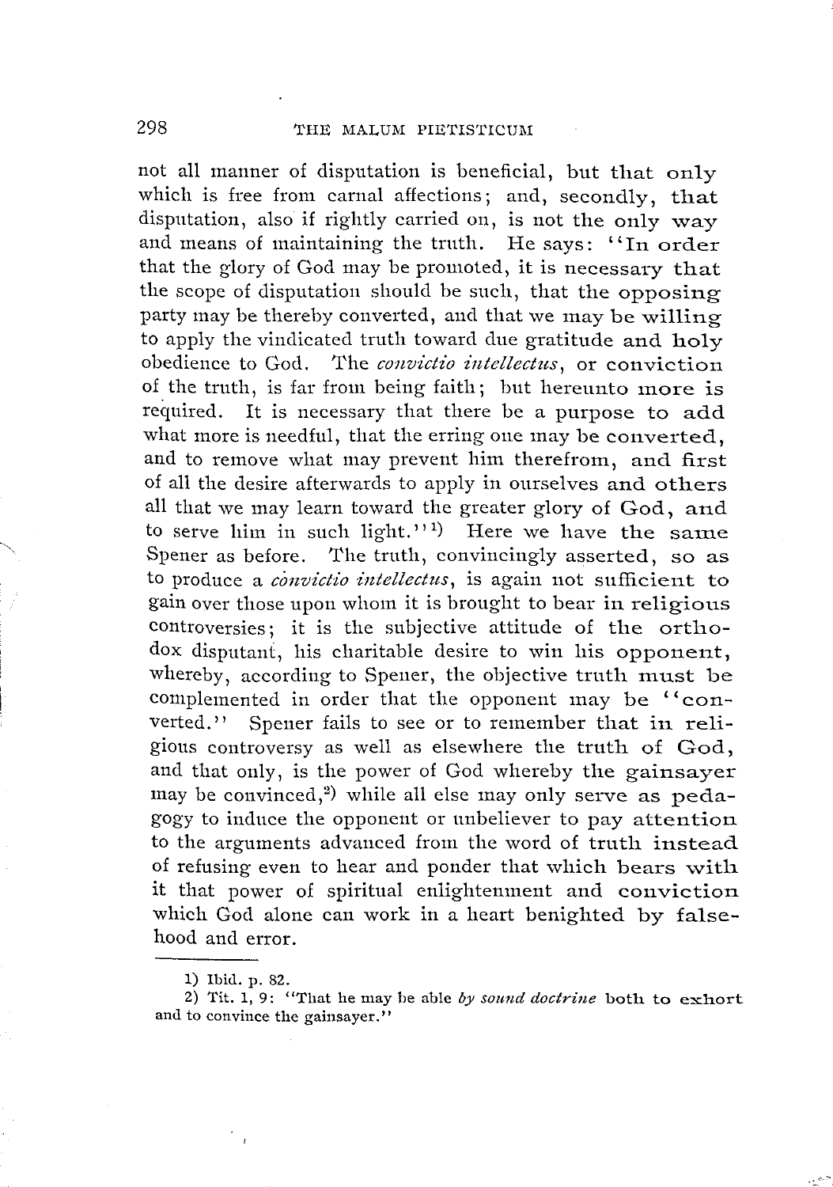not all manner of disputation is beneficial, but that only which is free from carnal affections; and, secondly, that disputation, also if rightly carried on, is not the only way and means of maintaining the truth. He says: "In order that the glory of God may be promoted, it is necessary that the scope of disputation should be such, that the opposing party may be thereby converted, and that we may be willing to apply the vindicated truth toward due gratitude and holy obedience to God. The *convictio intellectus*, or conviction of the truth, is far from being faith; but hereunto more is required. It is necessary that there be a purpose to add what more is needful, that the erring one may be converted, and to remove what may prevent him therefrom, and first of all the desire afterwards to apply in ourselves and others all that we may learn toward the greater glory of God, and to serve him in such light."[1] Here we have the same Spener as before. The truth, convincingly asserted, so as to produce a *convictio intellectus*, is again not sufficient to gain over those upon whom it is brought to bear in religious controversies; it is the subjective attitude of the orthodox disputant, his charitable desire to win his opponent, whereby, according to Spener, the objective truth must be complemented in order that the opponent may be "converted." Spener fails to see or to remember that in religious controversy as well as elsewhere the truth of God, and that only, is the power of God whereby the gainsayer may be convinced,[2] while all else may only serve as pedagogy to induce the opponent or unbeliever to pay attention to the arguments advanced from the word of truth instead of refusing even to hear and ponder that which bears with it that power of spiritual enlightenment and conviction which God alone can work in a heart benighted by falsehood and error.

---

1) Ibid. p. 82.

2) Tit. 1, 9: "That he may be able *by sound doctrine* both to exhort and to convince the gainsayer."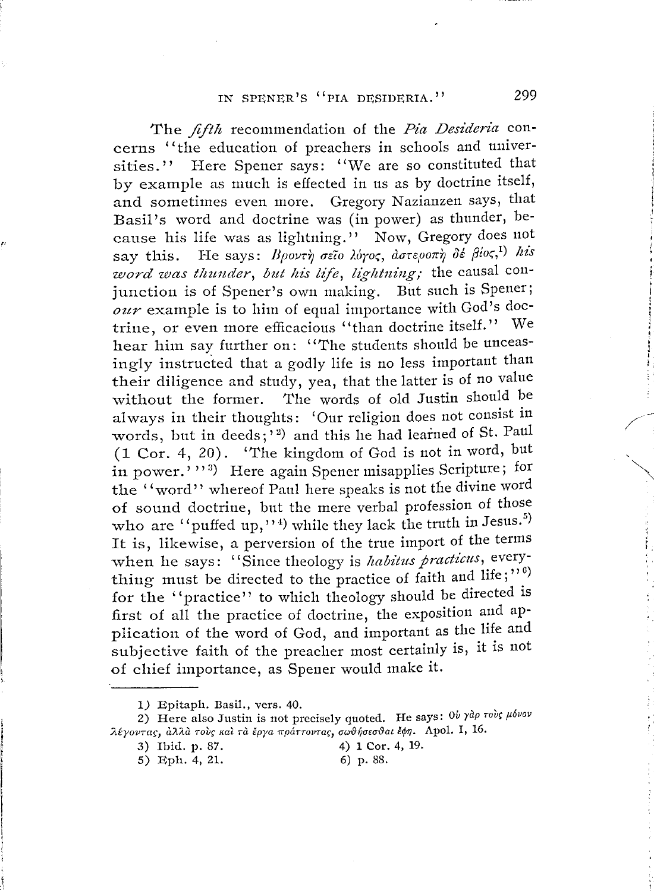The *fifth* recommendation of the *Pia Desideria* concerns "the education of preachers in schools and universities." Here Spener says: "We are so constituted that by example as much is effected in us as by doctrine itself, and sometimes even more. Gregory Nazianzen says, that Basil's word and doctrine was (in power) as thunder, because his life was as lightning." Now, Gregory does not say this. He says: Βροντὴ σεῖο λόγος, ἀστεροπὴ δέ βίος,[1]) *his word was thunder, but his life, lightning;* the causal conjunction is of Spener's own making. But such is Spener; *our* example is to him of equal importance with God's doctrine, or even more efficacious "than doctrine itself." We hear him say further on: "The students should be unceasingly instructed that a godly life is no less important than their diligence and study, yea, that the latter is of no value without the former. The words of old Justin should be always in their thoughts: 'Our religion does not consist in words, but in deeds;'[2]) and this he had learned of St. Paul (1 Cor. 4, 20). 'The kingdom of God is not in word, but in power.'"[3]) Here again Spener misapplies Scripture; for the "word" whereof Paul here speaks is not the divine word of sound doctrine, but the mere verbal profession of those who are "puffed up,"[4]) while they lack the truth in Jesus.[5]) It is, likewise, a perversion of the true import of the terms when he says: "Since theology is *habitus practicus*, everything must be directed to the practice of faith and life;"[6]) for the "practice" to which theology should be directed is first of all the practice of doctrine, the exposition and application of the word of God, and important as the life and subjective faith of the preacher most certainly is, it is not of chief importance, as Spener would make it.

---

1) Epitaph. Basil., vers. 40.

2) Here also Justin is not precisely quoted. He says: Οὐ γὰρ τοὺς μόνον λέγοντας, ἀλλὰ τοὺς καὶ τὰ ἔργα πράττοντας, σωθήσεσθαι ἔφη. Apol. I, 16.

3) Ibid. p. 87.

4) 1 Cor. 4, 19.

5) Eph. 4, 21.

6) p. 88.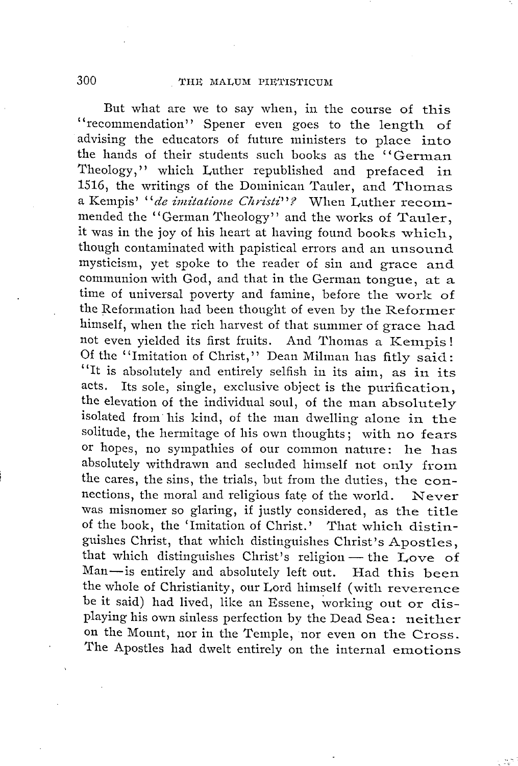But what are we to say when, in the course of this "recommendation" Spener even goes to the length of advising the educators of future ministers to place into the hands of their students such books as the "German Theology," which Luther republished and prefaced in 1516, the writings of the Dominican Tauler, and Thomas a Kempis' "*de imitatione Christi*"? When Luther recommended the "German Theology" and the works of Tauler, it was in the joy of his heart at having found books which, though contaminated with papistical errors and an unsound mysticism, yet spoke to the reader of sin and grace and communion with God, and that in the German tongue, at a time of universal poverty and famine, before the work of the Reformation had been thought of even by the Reformer himself, when the rich harvest of that summer of grace had not even yielded its first fruits. And Thomas a Kempis! Of the "Imitation of Christ," Dean Milman has fitly said: "It is absolutely and entirely selfish in its aim, as in its acts. Its sole, single, exclusive object is the purification, the elevation of the individual soul, of the man absolutely isolated from his kind, of the man dwelling alone in the solitude, the hermitage of his own thoughts; with no fears or hopes, no sympathies of our common nature: he has absolutely withdrawn and secluded himself not only from the cares, the sins, the trials, but from the duties, the connections, the moral and religious fate of the world. Never was misnomer so glaring, if justly considered, as the title of the book, the 'Imitation of Christ.' That which distinguishes Christ, that which distinguishes Christ's Apostles, that which distinguishes Christ's religion — the Love of Man—is entirely and absolutely left out. Had this been the whole of Christianity, our Lord himself (with reverence be it said) had lived, like an Essene, working out or displaying his own sinless perfection by the Dead Sea: neither on the Mount, nor in the Temple, nor even on the Cross. The Apostles had dwelt entirely on the internal emotions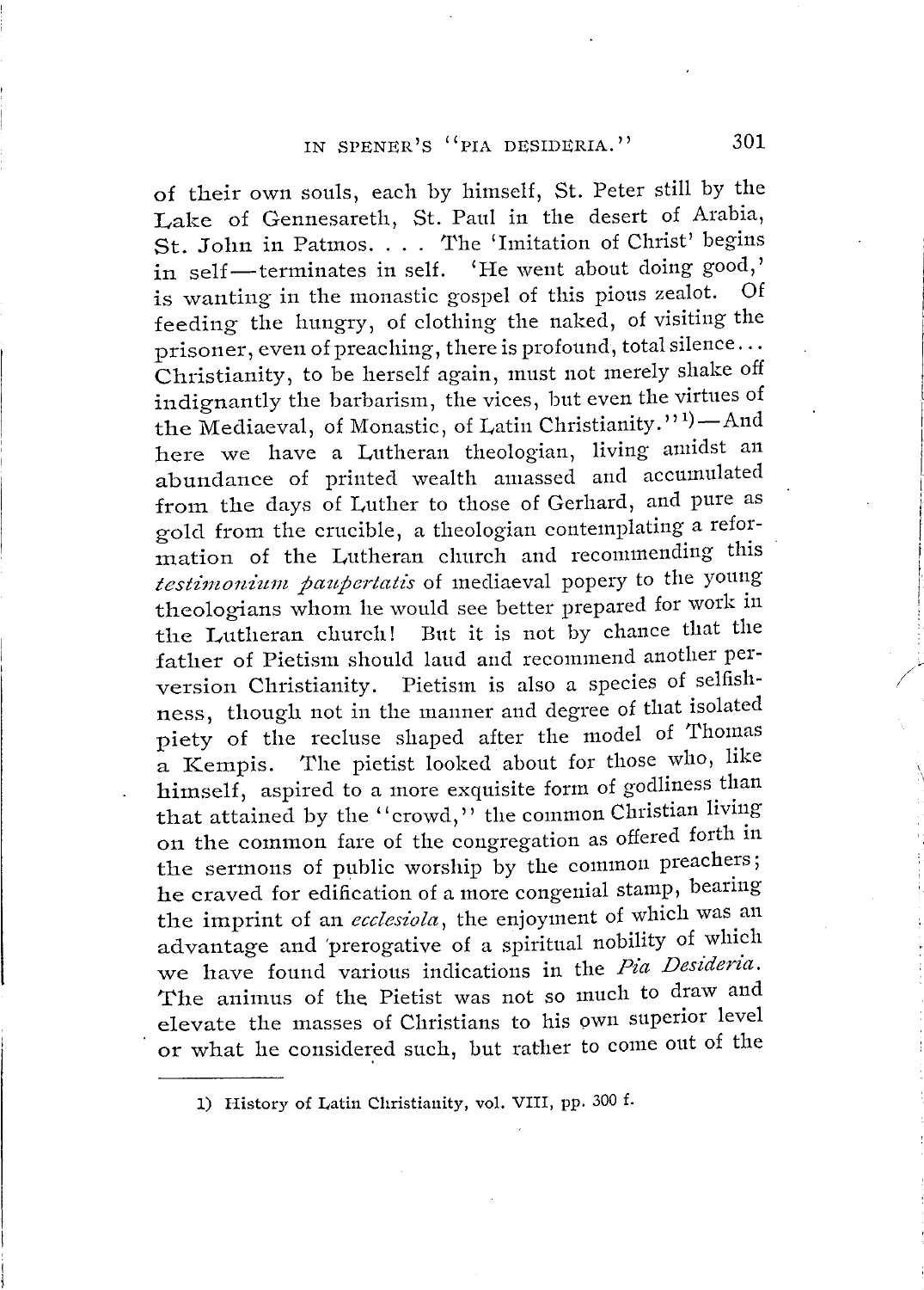of their own souls, each by himself, St. Peter still by the Lake of Gennesareth, St. Paul in the desert of Arabia, St. John in Patmos. . . . The 'Imitation of Christ' begins in self—terminates in self. 'He went about doing good,' is wanting in the monastic gospel of this pious zealot. Of feeding the hungry, of clothing the naked, of visiting the prisoner, even of preaching, there is profound, total silence... Christianity, to be herself again, must not merely shake off indignantly the barbarism, the vices, but even the virtues of the Mediaeval, of Monastic, of Latin Christianity."[1])—And here we have a Lutheran theologian, living amidst an abundance of printed wealth amassed and accumulated from the days of Luther to those of Gerhard, and pure as gold from the crucible, a theologian contemplating a reformation of the Lutheran church and recommending this *testimonium paupertatis* of mediaeval popery to the young theologians whom he would see better prepared for work in the Lutheran church! But it is not by chance that the father of Pietism should laud and recommend another perversion Christianity. Pietism is also a species of selfishness, though not in the manner and degree of that isolated piety of the recluse shaped after the model of Thomas a Kempis. The pietist looked about for those who, like himself, aspired to a more exquisite form of godliness than that attained by the "crowd," the common Christian living on the common fare of the congregation as offered forth in the sermons of public worship by the common preachers; he craved for edification of a more congenial stamp, bearing the imprint of an *ecclesiola*, the enjoyment of which was an advantage and prerogative of a spiritual nobility of which we have found various indications in the *Pia Desideria*. The animus of the Pietist was not so much to draw and elevate the masses of Christians to his own superior level or what he considered such, but rather to come out of the

---

1) History of Latin Christianity, vol. VIII, pp. 300 f.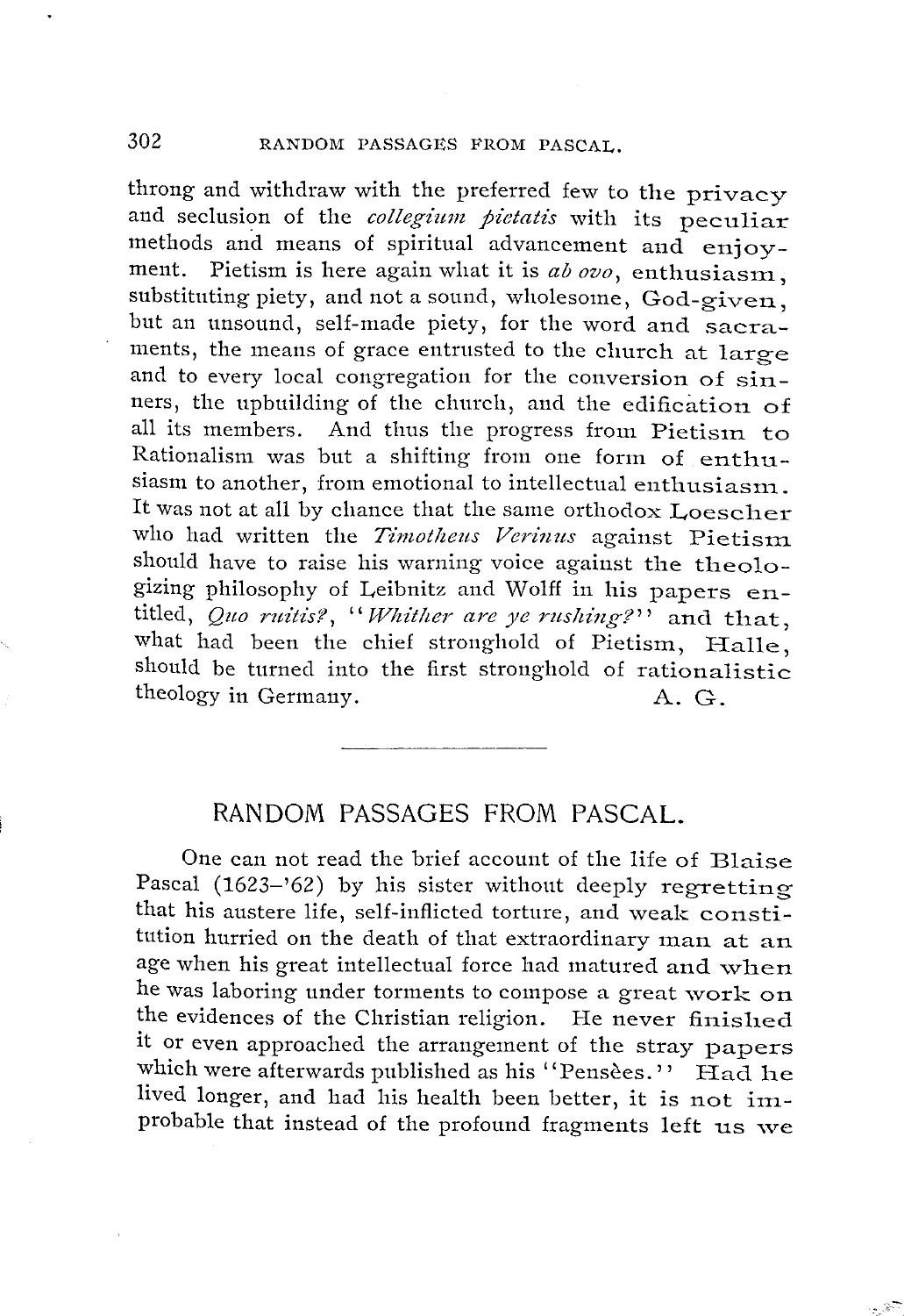throng and withdraw with the preferred few to the privacy and seclusion of the *collegium pietatis* with its peculiar methods and means of spiritual advancement and enjoyment. Pietism is here again what it is *ab ovo*, enthusiasm, substituting piety, and not a sound, wholesome, God-given, but an unsound, self-made piety, for the word and sacraments, the means of grace entrusted to the church at large and to every local congregation for the conversion of sinners, the upbuilding of the church, and the edification of all its members. And thus the progress from Pietism to Rationalism was but a shifting from one form of enthusiasm to another, from emotional to intellectual enthusiasm. It was not at all by chance that the same orthodox Loescher who had written the *Timotheus Verinus* against Pietism should have to raise his warning voice against the theologizing philosophy of Leibnitz and Wolff in his papers entitled, *Quo ruitis?*, "*Whither are ye rushing?*" and that, what had been the chief stronghold of Pietism, Halle, should be turned into the first stronghold of rationalistic theology in Germany.

A. G.

---

## RANDOM PASSAGES FROM PASCAL.

One can not read the brief account of the life of Blaise Pascal (1623–'62) by his sister without deeply regretting that his austere life, self-inflicted torture, and weak constitution hurried on the death of that extraordinary man at an age when his great intellectual force had matured and when he was laboring under torments to compose a great work on the evidences of the Christian religion. He never finished it or even approached the arrangement of the stray papers which were afterwards published as his "Pensèes." Had he lived longer, and had his health been better, it is not improbable that instead of the profound fragments left us we